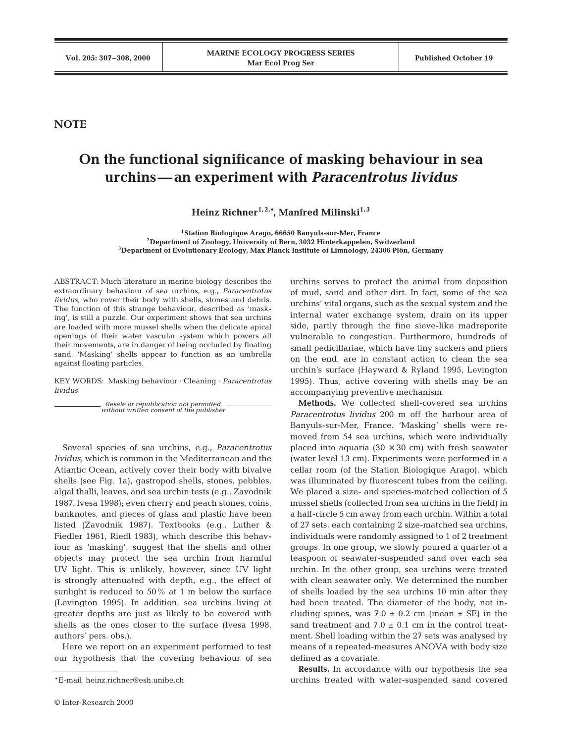## NOTE

# On the functional significance of masking behaviour in sea urchins — an experiment with *Paracentrotus lividus*

**Heinz Richner[1,2,*], Manfred Milinski[1,3]**

[1]Station Biologique Arago, 66650 Banyuls-sur-Mer, France
[2]Department of Zoology, University of Bern, 3032 Hinterkappelen, Switzerland
[3]Department of Evolutionary Ecology, Max Planck Institute of Limnology, 24306 Plön, Germany

ABSTRACT: Much literature in marine biology describes the extraordinary behaviour of sea urchins, e.g., *Paracentrotus lividus*, who cover their body with shells, stones and debris. The function of this strange behaviour, described as 'masking', is still a puzzle. Our experiment shows that sea urchins are loaded with more mussel shells when the delicate apical openings of their water vascular system which powers all their movements, are in danger of being occluded by floating sand. 'Masking' shells appear to function as an umbrella against floating particles.

KEY WORDS: Masking behaviour · Cleaning · *Paracentrotus lividus*

*Resale or republication not permitted without written consent of the publisher*

Several species of sea urchins, e.g., *Paracentrotus lividus*, which is common in the Mediterranean and the Atlantic Ocean, actively cover their body with bivalve shells (see Fig. 1a), gastropod shells, stones, pebbles, algal thalli, leaves, and sea urchin tests (e.g., Zavodnik 1987, Ivesa 1998); even cherry and peach stones, coins, banknotes, and pieces of glass and plastic have been listed (Zavodnik 1987). Textbooks (e.g., Luther & Fiedler 1961, Riedl 1983), which describe this behaviour as 'masking', suggest that the shells and other objects may protect the sea urchin from harmful UV light. This is unlikely, however, since UV light is strongly attenuated with depth, e.g., the effect of sunlight is reduced to 50% at 1 m below the surface (Levington 1995). In addition, sea urchins living at greater depths are just as likely to be covered with shells as the ones closer to the surface (Ivesa 1998, authors' pers. obs.).

Here we report on an experiment performed to test our hypothesis that the covering behaviour of sea urchins serves to protect the animal from deposition of mud, sand and other dirt. In fact, some of the sea urchins' vital organs, such as the sexual system and the internal water exchange system, drain on its upper side, partly through the fine sieve-like madreporite vulnerable to congestion. Furthermore, hundreds of small pedicillariae, which have tiny suckers and pliers on the end, are in constant action to clean the sea urchin's surface (Hayward & Ryland 1995, Levington 1995). Thus, active covering with shells may be an accompanying preventive mechanism.

**Methods.** We collected shell-covered sea urchins *Paracentrotus lividus* 200 m off the harbour area of Banyuls-sur-Mer, France. 'Masking' shells were removed from 54 sea urchins, which were individually placed into aquaria (30 × 30 cm) with fresh seawater (water level 13 cm). Experiments were performed in a cellar room (of the Station Biologique Arago), which was illuminated by fluorescent tubes from the ceiling. We placed a size- and species-matched collection of 5 mussel shells (collected from sea urchins in the field) in a half-circle 5 cm away from each urchin. Within a total of 27 sets, each containing 2 size-matched sea urchins, individuals were randomly assigned to 1 of 2 treatment groups. In one group, we slowly poured a quarter of a teaspoon of seawater-suspended sand over each sea urchin. In the other group, sea urchins were treated with clean seawater only. We determined the number of shells loaded by the sea urchins 10 min after they had been treated. The diameter of the body, not including spines, was 7.0 ± 0.2 cm (mean ± SE) in the sand treatment and 7.0 ± 0.1 cm in the control treatment. Shell loading within the 27 sets was analysed by means of a repeated-measures ANOVA with body size defined as a covariate.

**Results.** In accordance with our hypothesis the sea urchins treated with water-suspended sand covered

*E-mail: heinz.richner@esh.unibe.ch

© Inter-Research 2000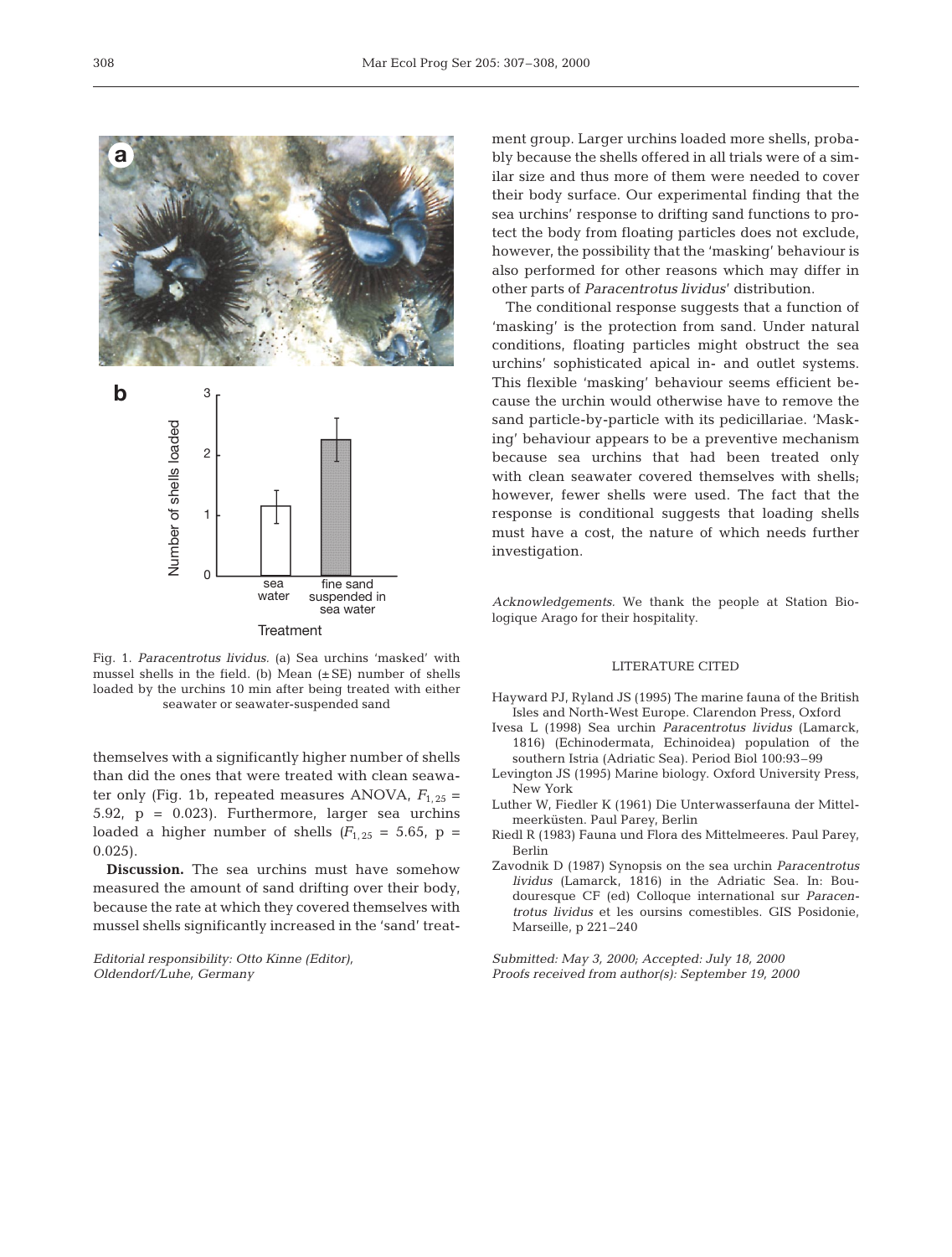a

b

3

2

1

0

Number of shells loaded

sea water

fine sand suspended in sea water

Treatment

Fig. 1. *Paracentrotus lividus.* (a) Sea urchins 'masked' with mussel shells in the field. (b) Mean (±SE) number of shells loaded by the urchins 10 min after being treated with either seawater or seawater-suspended sand

themselves with a significantly higher number of shells than did the ones that were treated with clean seawater only (Fig. 1b, repeated measures ANOVA, $F_{1,25}$ = 5.92, p = 0.023). Furthermore, larger sea urchins loaded a higher number of shells ($F_{1,25}$ = 5.65, p = 0.025).

**Discussion.** The sea urchins must have somehow measured the amount of sand drifting over their body, because the rate at which they covered themselves with mussel shells significantly increased in the 'sand' treatment group. Larger urchins loaded more shells, probably because the shells offered in all trials were of a similar size and thus more of them were needed to cover their body surface. Our experimental finding that the sea urchins' response to drifting sand functions to protect the body from floating particles does not exclude, however, the possibility that the 'masking' behaviour is also performed for other reasons which may differ in other parts of *Paracentrotus lividus*' distribution.

The conditional response suggests that a function of 'masking' is the protection from sand. Under natural conditions, floating particles might obstruct the sea urchins' sophisticated apical in- and outlet systems. This flexible 'masking' behaviour seems efficient because the urchin would otherwise have to remove the sand particle-by-particle with its pedicillariae. 'Masking' behaviour appears to be a preventive mechanism because sea urchins that had been treated only with clean seawater covered themselves with shells; however, fewer shells were used. The fact that the response is conditional suggests that loading shells must have a cost, the nature of which needs further investigation.

*Acknowledgements.* We thank the people at Station Biologique Arago for their hospitality.

LITERATURE CITED

- Hayward PJ, Ryland JS (1995) The marine fauna of the British Isles and North-West Europe. Clarendon Press, Oxford
- Ivesa L (1998) Sea urchin *Paracentrotus lividus* (Lamarck, 1816) (Echinodermata, Echinoidea) population of the southern Istria (Adriatic Sea). Period Biol 100:93–99
- Levington JS (1995) Marine biology. Oxford University Press, New York
- Luther W, Fiedler K (1961) Die Unterwasserfauna der Mittelmeerküsten. Paul Parey, Berlin
- Riedl R (1983) Fauna und Flora des Mittelmeeres. Paul Parey, Berlin
- Zavodnik D (1987) Synopsis on the sea urchin *Paracentrotus lividus* (Lamarck, 1816) in the Adriatic Sea. In: Boudouresque CF (ed) Colloque international sur *Paracentrotus lividus* et les oursins comestibles. GIS Posidonie, Marseille, p 221–240

*Editorial responsibility: Otto Kinne (Editor), Oldendorf/Luhe, Germany*

*Submitted: May 3, 2000; Accepted: July 18, 2000*
*Proofs received from author(s): September 19, 2000*